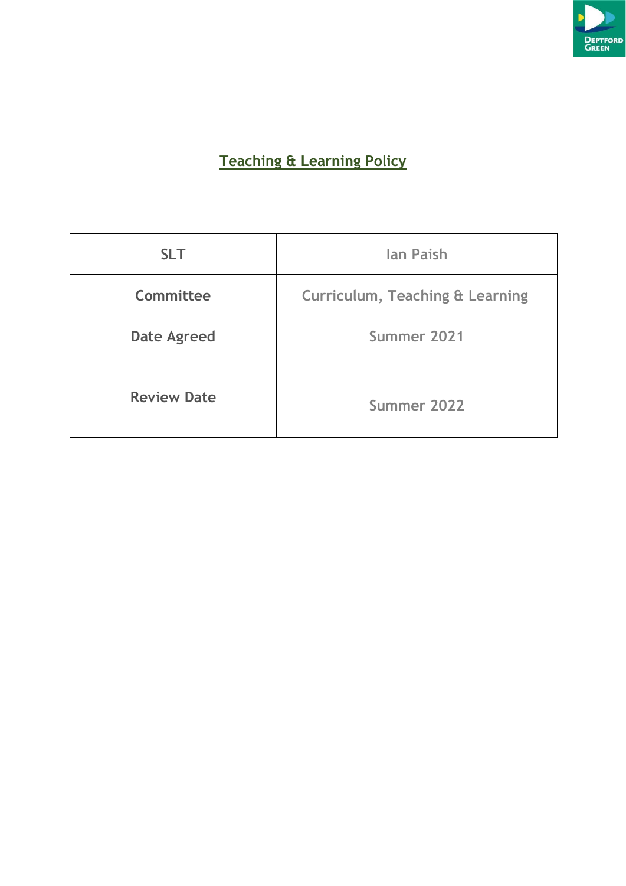# Teaching & Learning Policy

| SLT | Ian Paish |
| --- | --- |
| Committee | Curriculum, Teaching & Learning |
| Date Agreed | Summer 2021 |
| Review Date | Summer 2022 |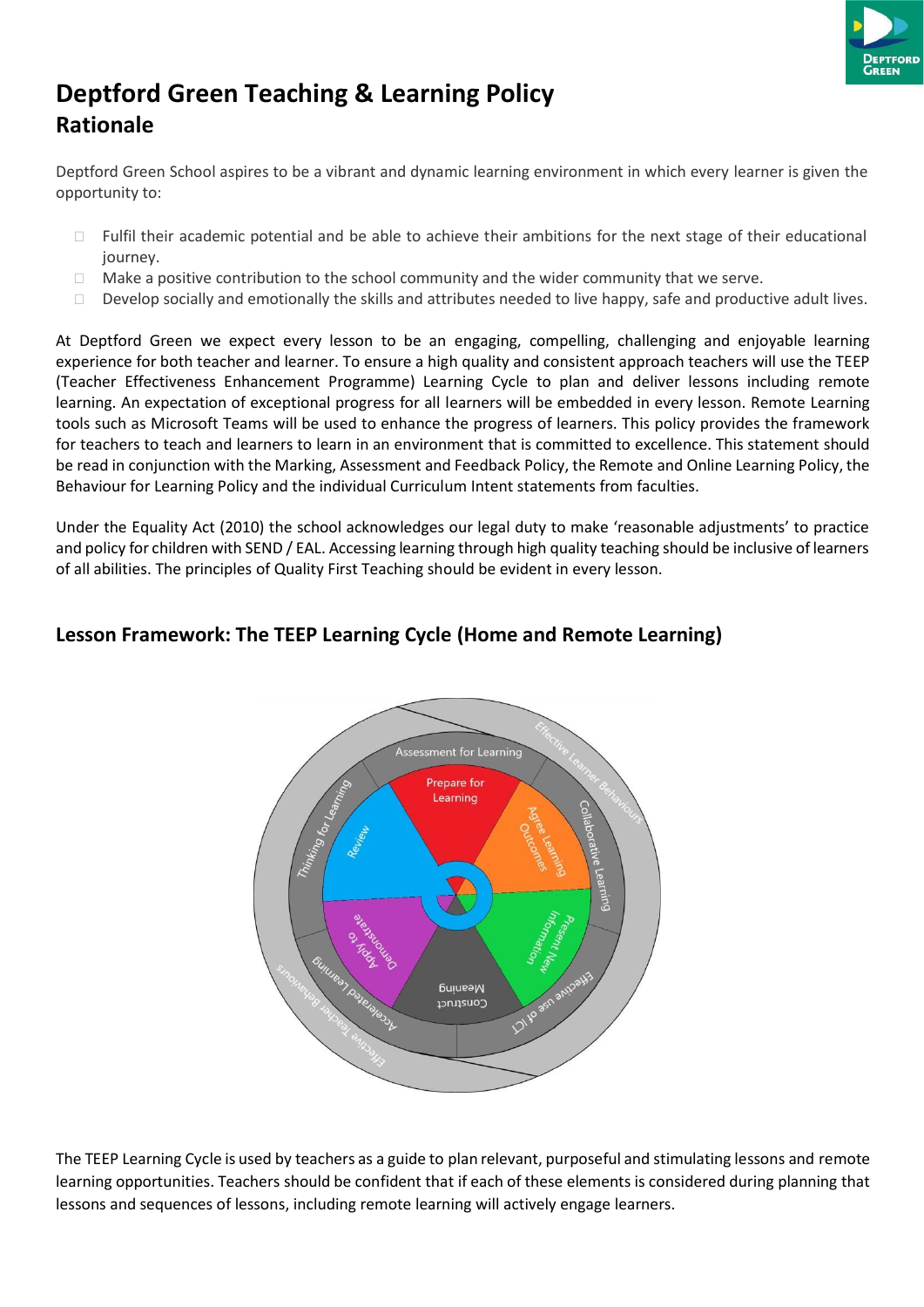# Deptford Green Teaching & Learning Policy

## Rationale

Deptford Green School aspires to be a vibrant and dynamic learning environment in which every learner is given the opportunity to:

- Fulfil their academic potential and be able to achieve their ambitions for the next stage of their educational journey.
- Make a positive contribution to the school community and the wider community that we serve.
- Develop socially and emotionally the skills and attributes needed to live happy, safe and productive adult lives.

At Deptford Green we expect every lesson to be an engaging, compelling, challenging and enjoyable learning experience for both teacher and learner. To ensure a high quality and consistent approach teachers will use the TEEP (Teacher Effectiveness Enhancement Programme) Learning Cycle to plan and deliver lessons including remote learning. An expectation of exceptional progress for all learners will be embedded in every lesson. Remote Learning tools such as Microsoft Teams will be used to enhance the progress of learners. This policy provides the framework for teachers to teach and learners to learn in an environment that is committed to excellence. This statement should be read in conjunction with the Marking, Assessment and Feedback Policy, the Remote and Online Learning Policy, the Behaviour for Learning Policy and the individual Curriculum Intent statements from faculties.

Under the Equality Act (2010) the school acknowledges our legal duty to make 'reasonable adjustments' to practice and policy for children with SEND / EAL. Accessing learning through high quality teaching should be inclusive of learners of all abilities. The principles of Quality First Teaching should be evident in every lesson.

## Lesson Framework: The TEEP Learning Cycle (Home and Remote Learning)

Assessment for Learning

Prepare for Learning

Agree Learning Outcomes

Present New Information

Construct Meaning

Apply to Demonstrate

Review

Thinking for Learning

Collaborative Learning

Effective use of ICT

Accelerated Learning

Effective Learner Behaviours

Effective Teacher Behaviours

The TEEP Learning Cycle is used by teachers as a guide to plan relevant, purposeful and stimulating lessons and remote learning opportunities. Teachers should be confident that if each of these elements is considered during planning that lessons and sequences of lessons, including remote learning will actively engage learners.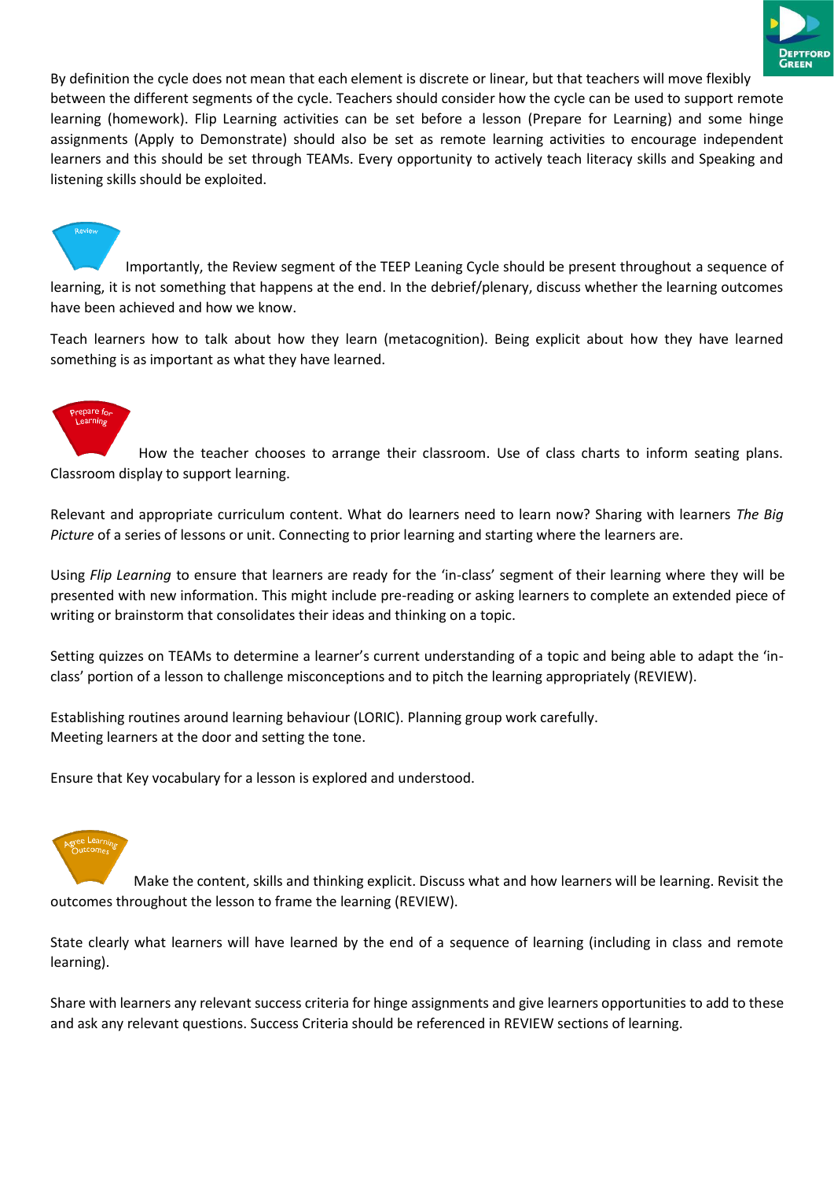By definition the cycle does not mean that each element is discrete or linear, but that teachers will move flexibly between the different segments of the cycle. Teachers should consider how the cycle can be used to support remote learning (homework). Flip Learning activities can be set before a lesson (Prepare for Learning) and some hinge assignments (Apply to Demonstrate) should also be set as remote learning activities to encourage independent learners and this should be set through TEAMs. Every opportunity to actively teach literacy skills and Speaking and listening skills should be exploited.

Review

Importantly, the Review segment of the TEEP Leaning Cycle should be present throughout a sequence of learning, it is not something that happens at the end. In the debrief/plenary, discuss whether the learning outcomes have been achieved and how we know.

Teach learners how to talk about how they learn (metacognition). Being explicit about how they have learned something is as important as what they have learned.

Prepare for Learning

How the teacher chooses to arrange their classroom. Use of class charts to inform seating plans. Classroom display to support learning.

Relevant and appropriate curriculum content. What do learners need to learn now? Sharing with learners *The Big Picture* of a series of lessons or unit. Connecting to prior learning and starting where the learners are.

Using *Flip Learning* to ensure that learners are ready for the 'in-class' segment of their learning where they will be presented with new information. This might include pre-reading or asking learners to complete an extended piece of writing or brainstorm that consolidates their ideas and thinking on a topic.

Setting quizzes on TEAMs to determine a learner's current understanding of a topic and being able to adapt the 'in-class' portion of a lesson to challenge misconceptions and to pitch the learning appropriately (REVIEW).

Establishing routines around learning behaviour (LORIC). Planning group work carefully.
Meeting learners at the door and setting the tone.

Ensure that Key vocabulary for a lesson is explored and understood.

Agree Learning Outcomes

Make the content, skills and thinking explicit. Discuss what and how learners will be learning. Revisit the outcomes throughout the lesson to frame the learning (REVIEW).

State clearly what learners will have learned by the end of a sequence of learning (including in class and remote learning).

Share with learners any relevant success criteria for hinge assignments and give learners opportunities to add to these and ask any relevant questions. Success Criteria should be referenced in REVIEW sections of learning.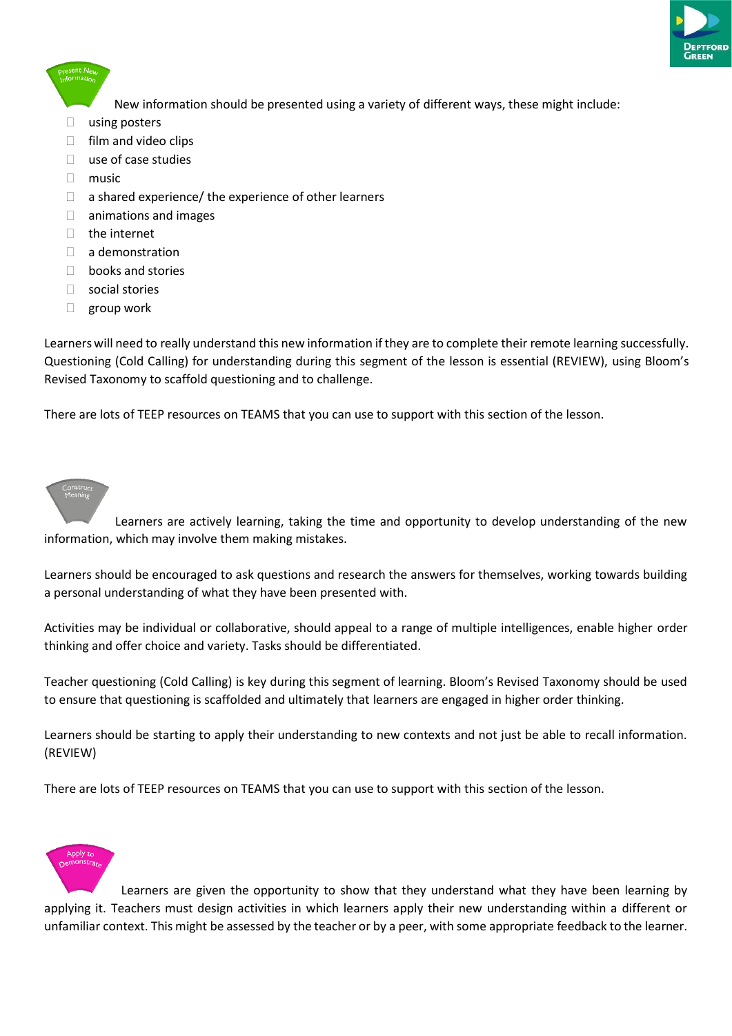**Present New Information**

New information should be presented using a variety of different ways, these might include:

- using posters
- film and video clips
- use of case studies
- music
- a shared experience/ the experience of other learners
- animations and images
- the internet
- a demonstration
- books and stories
- social stories
- group work

Learners will need to really understand this new information if they are to complete their remote learning successfully. Questioning (Cold Calling) for understanding during this segment of the lesson is essential (REVIEW), using Bloom's Revised Taxonomy to scaffold questioning and to challenge.

There are lots of TEEP resources on TEAMS that you can use to support with this section of the lesson.

**Construct Meaning**

Learners are actively learning, taking the time and opportunity to develop understanding of the new information, which may involve them making mistakes.

Learners should be encouraged to ask questions and research the answers for themselves, working towards building a personal understanding of what they have been presented with.

Activities may be individual or collaborative, should appeal to a range of multiple intelligences, enable higher order thinking and offer choice and variety. Tasks should be differentiated.

Teacher questioning (Cold Calling) is key during this segment of learning. Bloom's Revised Taxonomy should be used to ensure that questioning is scaffolded and ultimately that learners are engaged in higher order thinking.

Learners should be starting to apply their understanding to new contexts and not just be able to recall information. (REVIEW)

There are lots of TEEP resources on TEAMS that you can use to support with this section of the lesson.

**Apply to Demonstrate**

Learners are given the opportunity to show that they understand what they have been learning by applying it. Teachers must design activities in which learners apply their new understanding within a different or unfamiliar context. This might be assessed by the teacher or by a peer, with some appropriate feedback to the learner.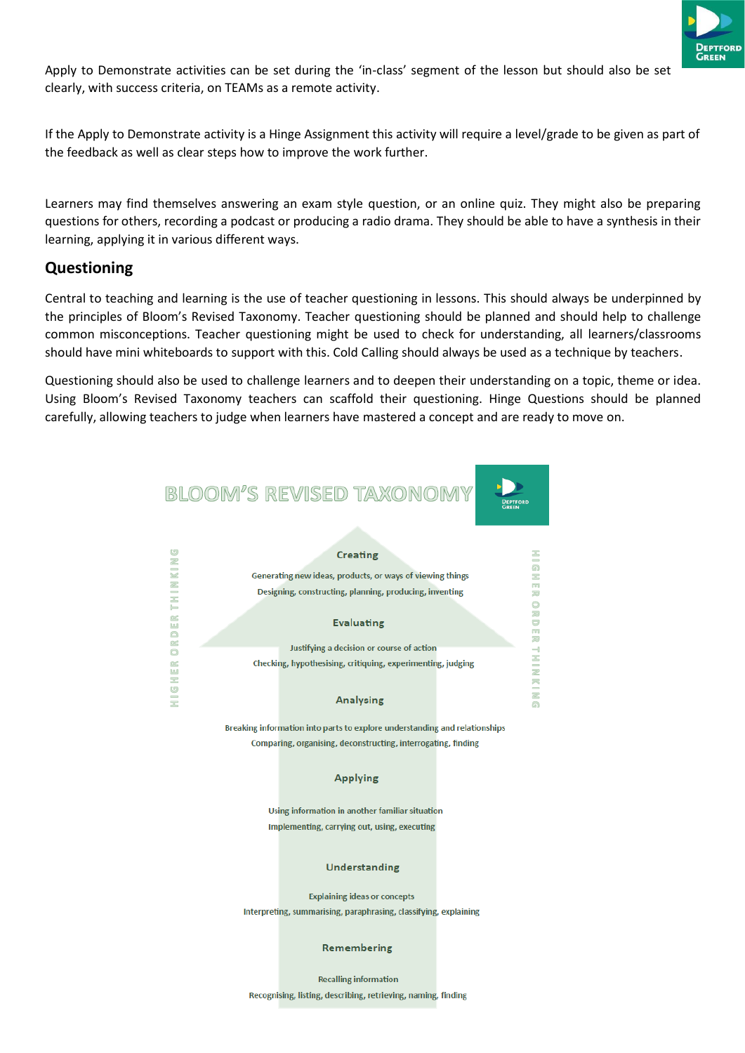Apply to Demonstrate activities can be set during the 'in-class' segment of the lesson but should also be set clearly, with success criteria, on TEAMs as a remote activity.

If the Apply to Demonstrate activity is a Hinge Assignment this activity will require a level/grade to be given as part of the feedback as well as clear steps how to improve the work further.

Learners may find themselves answering an exam style question, or an online quiz. They might also be preparing questions for others, recording a podcast or producing a radio drama. They should be able to have a synthesis in their learning, applying it in various different ways.

## Questioning

Central to teaching and learning is the use of teacher questioning in lessons. This should always be underpinned by the principles of Bloom's Revised Taxonomy. Teacher questioning should be planned and should help to challenge common misconceptions. Teacher questioning might be used to check for understanding, all learners/classrooms should have mini whiteboards to support with this. Cold Calling should always be used as a technique by teachers.

Questioning should also be used to challenge learners and to deepen their understanding on a topic, theme or idea. Using Bloom's Revised Taxonomy teachers can scaffold their questioning. Hinge Questions should be planned carefully, allowing teachers to judge when learners have mastered a concept and are ready to move on.

### BLOOM'S REVISED TAXONOMY

HIGHER ORDER THINKING

**Creating**

Generating new ideas, products, or ways of viewing things

Designing, constructing, planning, producing, inventing

**Evaluating**

Justifying a decision or course of action

Checking, hypothesising, critiquing, experimenting, judging

**Analysing**

Breaking information into parts to explore understanding and relationships

Comparing, organising, deconstructing, interrogating, finding

**Applying**

Using information in another familiar situation

Implementing, carrying out, using, executing

**Understanding**

Explaining ideas or concepts

Interpreting, summarising, paraphrasing, classifying, explaining

**Remembering**

Recalling information

Recognising, listing, describing, retrieving, naming, finding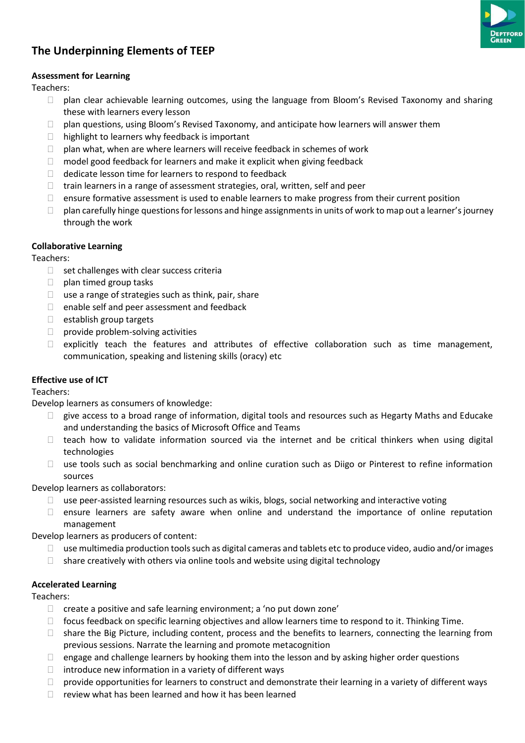## The Underpinning Elements of TEEP

**Assessment for Learning**

Teachers:

- plan clear achievable learning outcomes, using the language from Bloom's Revised Taxonomy and sharing these with learners every lesson
- plan questions, using Bloom's Revised Taxonomy, and anticipate how learners will answer them
- highlight to learners why feedback is important
- plan what, when are where learners will receive feedback in schemes of work
- model good feedback for learners and make it explicit when giving feedback
- dedicate lesson time for learners to respond to feedback
- train learners in a range of assessment strategies, oral, written, self and peer
- ensure formative assessment is used to enable learners to make progress from their current position
- plan carefully hinge questions for lessons and hinge assignments in units of work to map out a learner's journey through the work

**Collaborative Learning**

Teachers:

- set challenges with clear success criteria
- plan timed group tasks
- use a range of strategies such as think, pair, share
- enable self and peer assessment and feedback
- establish group targets
- provide problem-solving activities
- explicitly teach the features and attributes of effective collaboration such as time management, communication, speaking and listening skills (oracy) etc

**Effective use of ICT**

Teachers:

Develop learners as consumers of knowledge:

- give access to a broad range of information, digital tools and resources such as Hegarty Maths and Educake and understanding the basics of Microsoft Office and Teams
- teach how to validate information sourced via the internet and be critical thinkers when using digital technologies
- use tools such as social benchmarking and online curation such as Diigo or Pinterest to refine information sources

Develop learners as collaborators:

- use peer-assisted learning resources such as wikis, blogs, social networking and interactive voting
- ensure learners are safety aware when online and understand the importance of online reputation management

Develop learners as producers of content:

- use multimedia production tools such as digital cameras and tablets etc to produce video, audio and/or images
- share creatively with others via online tools and website using digital technology

**Accelerated Learning**

Teachers:

- create a positive and safe learning environment; a 'no put down zone'
- focus feedback on specific learning objectives and allow learners time to respond to it. Thinking Time.
- share the Big Picture, including content, process and the benefits to learners, connecting the learning from previous sessions. Narrate the learning and promote metacognition
- engage and challenge learners by hooking them into the lesson and by asking higher order questions
- introduce new information in a variety of different ways
- provide opportunities for learners to construct and demonstrate their learning in a variety of different ways
- review what has been learned and how it has been learned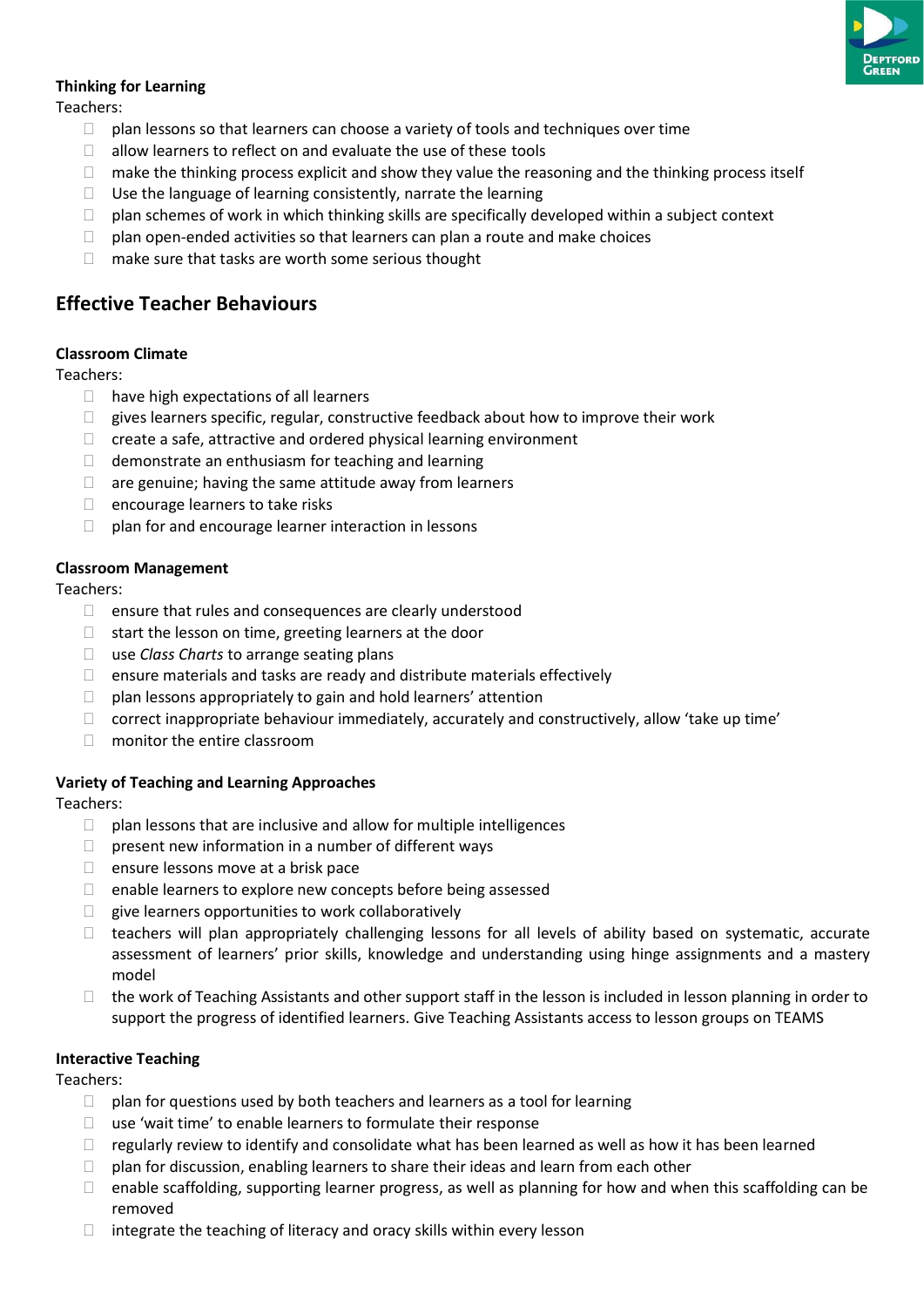**Thinking for Learning**

Teachers:

- plan lessons so that learners can choose a variety of tools and techniques over time
- allow learners to reflect on and evaluate the use of these tools
- make the thinking process explicit and show they value the reasoning and the thinking process itself
- Use the language of learning consistently, narrate the learning
- plan schemes of work in which thinking skills are specifically developed within a subject context
- plan open-ended activities so that learners can plan a route and make choices
- make sure that tasks are worth some serious thought

## Effective Teacher Behaviours

**Classroom Climate**

Teachers:

- have high expectations of all learners
- gives learners specific, regular, constructive feedback about how to improve their work
- create a safe, attractive and ordered physical learning environment
- demonstrate an enthusiasm for teaching and learning
- are genuine; having the same attitude away from learners
- encourage learners to take risks
- plan for and encourage learner interaction in lessons

**Classroom Management**

Teachers:

- ensure that rules and consequences are clearly understood
- start the lesson on time, greeting learners at the door
- use *Class Charts* to arrange seating plans
- ensure materials and tasks are ready and distribute materials effectively
- plan lessons appropriately to gain and hold learners' attention
- correct inappropriate behaviour immediately, accurately and constructively, allow 'take up time'
- monitor the entire classroom

**Variety of Teaching and Learning Approaches**

Teachers:

- plan lessons that are inclusive and allow for multiple intelligences
- present new information in a number of different ways
- ensure lessons move at a brisk pace
- enable learners to explore new concepts before being assessed
- give learners opportunities to work collaboratively
- teachers will plan appropriately challenging lessons for all levels of ability based on systematic, accurate assessment of learners' prior skills, knowledge and understanding using hinge assignments and a mastery model
- the work of Teaching Assistants and other support staff in the lesson is included in lesson planning in order to support the progress of identified learners. Give Teaching Assistants access to lesson groups on TEAMS

**Interactive Teaching**

Teachers:

- plan for questions used by both teachers and learners as a tool for learning
- use 'wait time' to enable learners to formulate their response
- regularly review to identify and consolidate what has been learned as well as how it has been learned
- plan for discussion, enabling learners to share their ideas and learn from each other
- enable scaffolding, supporting learner progress, as well as planning for how and when this scaffolding can be removed
- integrate the teaching of literacy and oracy skills within every lesson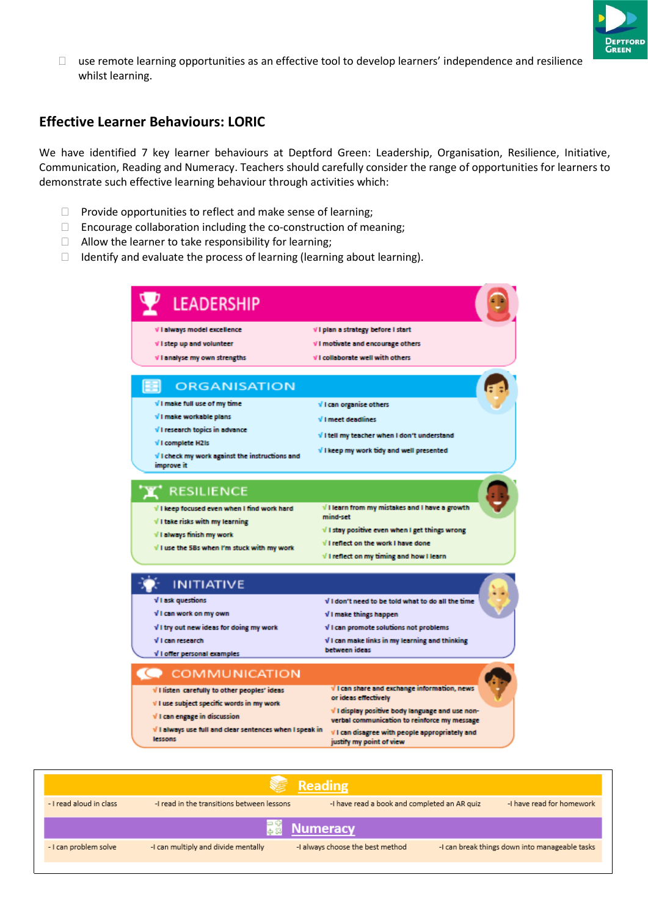- use remote learning opportunities as an effective tool to develop learners' independence and resilience whilst learning.

## Effective Learner Behaviours: LORIC

We have identified 7 key learner behaviours at Deptford Green: Leadership, Organisation, Resilience, Initiative, Communication, Reading and Numeracy. Teachers should carefully consider the range of opportunities for learners to demonstrate such effective learning behaviour through activities which:

- Provide opportunities to reflect and make sense of learning;
- Encourage collaboration including the co-construction of meaning;
- Allow the learner to take responsibility for learning;
- Identify and evaluate the process of learning (learning about learning).

### LEADERSHIP

- √ I always model excellence
- √ I step up and volunteer
- √ I analyse my own strengths
- √ I plan a strategy before I start
- √ I motivate and encourage others
- √ I collaborate well with others

### ORGANISATION

- √ I make full use of my time
- √ I make workable plans
- √ I research topics in advance
- √ I complete H2Is
- √ I check my work against the instructions and improve it
- √ I can organise others
- √ I meet deadlines
- √ I tell my teacher when I don't understand
- √ I keep my work tidy and well presented

### RESILIENCE

- √ I keep focused even when I find work hard
- √ I take risks with my learning
- √ I always finish my work
- √ I use the 5Bs when I'm stuck with my work
- √ I learn from my mistakes and I have a growth mind-set
- √ I stay positive even when I get things wrong
- √ I reflect on the work I have done
- √ I reflect on my timing and how I learn

### INITIATIVE

- √ I ask questions
- √ I can work on my own
- √ I try out new ideas for doing my work
- √ I can research
- √ I offer personal examples
- √ I don't need to be told what to do all the time
- √ I make things happen
- √ I can promote solutions not problems
- √ I can make links in my learning and thinking between ideas

### COMMUNICATION

- √ I listen carefully to other peoples' ideas
- √ I use subject specific words in my work
- √ I can engage in discussion
- √ I always use full and clear sentences when I speak in lessons
- √ I can share and exchange information, news or ideas effectively
- √ I display positive body language and use non-verbal communication to reinforce my message
- √ I can disagree with people appropriately and justify my point of view

### Reading

- I read aloud in class
- I read in the transitions between lessons
- I have read a book and completed an AR quiz
- I have read for homework

### Numeracy

- I can problem solve
- I can multiply and divide mentally
- I always choose the best method
- I can break things down into manageable tasks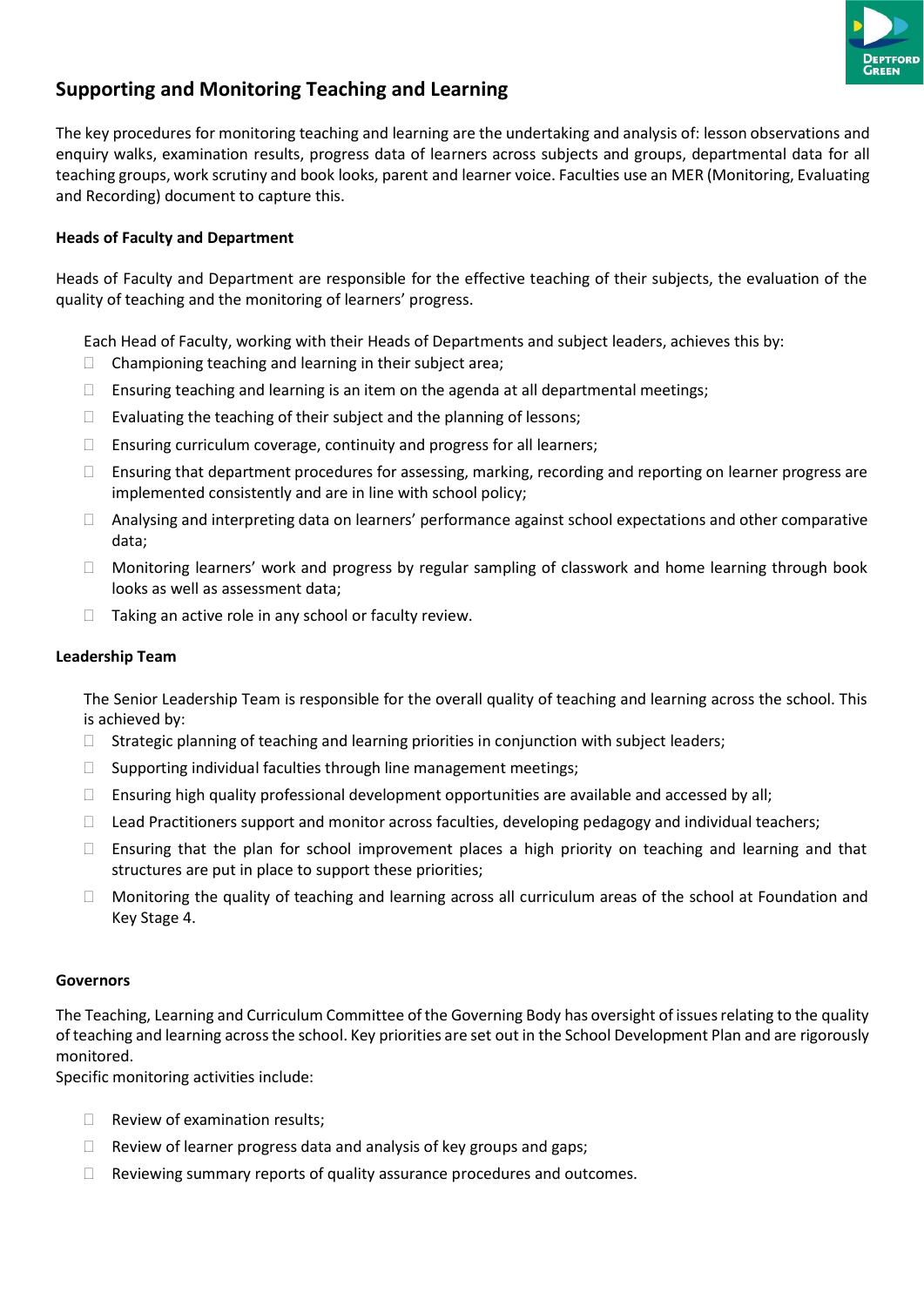## Supporting and Monitoring Teaching and Learning

The key procedures for monitoring teaching and learning are the undertaking and analysis of: lesson observations and enquiry walks, examination results, progress data of learners across subjects and groups, departmental data for all teaching groups, work scrutiny and book looks, parent and learner voice. Faculties use an MER (Monitoring, Evaluating and Recording) document to capture this.

**Heads of Faculty and Department**

Heads of Faculty and Department are responsible for the effective teaching of their subjects, the evaluation of the quality of teaching and the monitoring of learners' progress.

Each Head of Faculty, working with their Heads of Departments and subject leaders, achieves this by:

- Championing teaching and learning in their subject area;
- Ensuring teaching and learning is an item on the agenda at all departmental meetings;
- Evaluating the teaching of their subject and the planning of lessons;
- Ensuring curriculum coverage, continuity and progress for all learners;
- Ensuring that department procedures for assessing, marking, recording and reporting on learner progress are implemented consistently and are in line with school policy;
- Analysing and interpreting data on learners' performance against school expectations and other comparative data;
- Monitoring learners' work and progress by regular sampling of classwork and home learning through book looks as well as assessment data;
- Taking an active role in any school or faculty review.

**Leadership Team**

The Senior Leadership Team is responsible for the overall quality of teaching and learning across the school. This is achieved by:

- Strategic planning of teaching and learning priorities in conjunction with subject leaders;
- Supporting individual faculties through line management meetings;
- Ensuring high quality professional development opportunities are available and accessed by all;
- Lead Practitioners support and monitor across faculties, developing pedagogy and individual teachers;
- Ensuring that the plan for school improvement places a high priority on teaching and learning and that structures are put in place to support these priorities;
- Monitoring the quality of teaching and learning across all curriculum areas of the school at Foundation and Key Stage 4.

**Governors**

The Teaching, Learning and Curriculum Committee of the Governing Body has oversight of issues relating to the quality of teaching and learning across the school. Key priorities are set out in the School Development Plan and are rigorously monitored.

Specific monitoring activities include:

- Review of examination results;
- Review of learner progress data and analysis of key groups and gaps;
- Reviewing summary reports of quality assurance procedures and outcomes.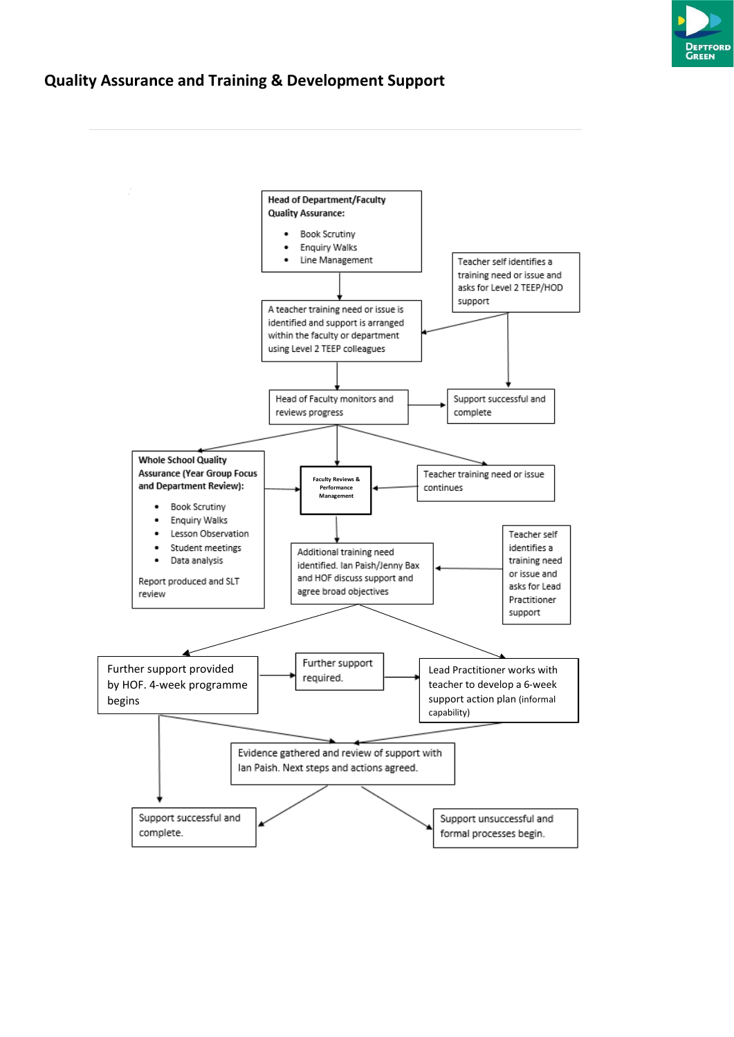## Quality Assurance and Training & Development Support

**Head of Department/Faculty Quality Assurance:**

- Book Scrutiny
- Enquiry Walks
- Line Management

Teacher self identifies a training need or issue and asks for Level 2 TEEP/HOD support

A teacher training need or issue is identified and support is arranged within the faculty or department using Level 2 TEEP colleagues

Head of Faculty monitors and reviews progress

Support successful and complete

**Whole School Quality Assurance (Year Group Focus and Department Review):**

- Book Scrutiny
- Enquiry Walks
- Lesson Observation
- Student meetings
- Data analysis

Report produced and SLT review

**Faculty Reviews & Performance Management**

Teacher training need or issue continues

Additional training need identified. Ian Paish/Jenny Bax and HOF discuss support and agree broad objectives

Teacher self identifies a training need or issue and asks for Lead Practitioner support

Further support provided by HOF. 4-week programme begins

Further support required.

Lead Practitioner works with teacher to develop a 6-week support action plan (informal capability)

Evidence gathered and review of support with Ian Paish. Next steps and actions agreed.

Support successful and complete.

Support unsuccessful and formal processes begin.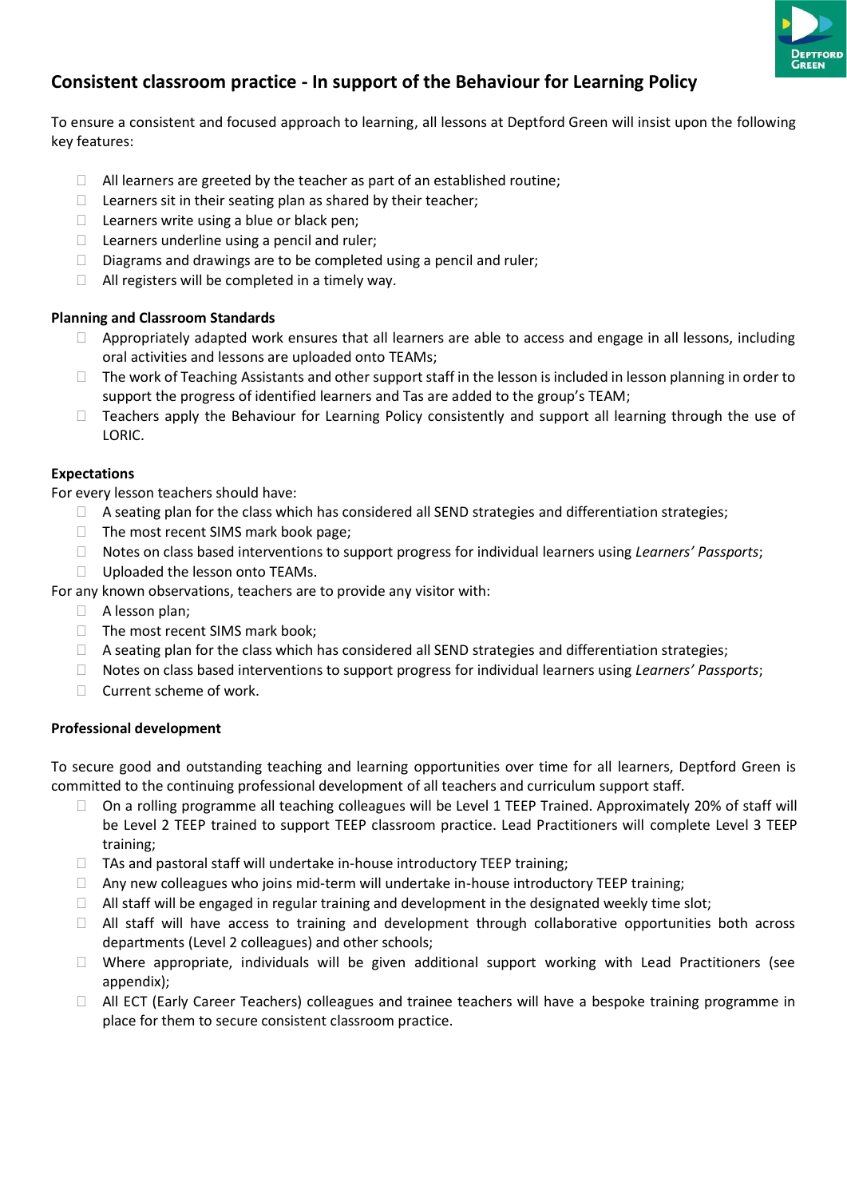## Consistent classroom practice - In support of the Behaviour for Learning Policy

To ensure a consistent and focused approach to learning, all lessons at Deptford Green will insist upon the following key features:

- All learners are greeted by the teacher as part of an established routine;
- Learners sit in their seating plan as shared by their teacher;
- Learners write using a blue or black pen;
- Learners underline using a pencil and ruler;
- Diagrams and drawings are to be completed using a pencil and ruler;
- All registers will be completed in a timely way.

**Planning and Classroom Standards**

- Appropriately adapted work ensures that all learners are able to access and engage in all lessons, including oral activities and lessons are uploaded onto TEAMs;
- The work of Teaching Assistants and other support staff in the lesson is included in lesson planning in order to support the progress of identified learners and Tas are added to the group's TEAM;
- Teachers apply the Behaviour for Learning Policy consistently and support all learning through the use of LORIC.

**Expectations**

For every lesson teachers should have:

- A seating plan for the class which has considered all SEND strategies and differentiation strategies;
- The most recent SIMS mark book page;
- Notes on class based interventions to support progress for individual learners using *Learners' Passports*;
- Uploaded the lesson onto TEAMs.

For any known observations, teachers are to provide any visitor with:

- A lesson plan;
- The most recent SIMS mark book;
- A seating plan for the class which has considered all SEND strategies and differentiation strategies;
- Notes on class based interventions to support progress for individual learners using *Learners' Passports*;
- Current scheme of work.

**Professional development**

To secure good and outstanding teaching and learning opportunities over time for all learners, Deptford Green is committed to the continuing professional development of all teachers and curriculum support staff.

- On a rolling programme all teaching colleagues will be Level 1 TEEP Trained. Approximately 20% of staff will be Level 2 TEEP trained to support TEEP classroom practice. Lead Practitioners will complete Level 3 TEEP training;
- TAs and pastoral staff will undertake in-house introductory TEEP training;
- Any new colleagues who joins mid-term will undertake in-house introductory TEEP training;
- All staff will be engaged in regular training and development in the designated weekly time slot;
- All staff will have access to training and development through collaborative opportunities both across departments (Level 2 colleagues) and other schools;
- Where appropriate, individuals will be given additional support working with Lead Practitioners (see appendix);
- All ECT (Early Career Teachers) colleagues and trainee teachers will have a bespoke training programme in place for them to secure consistent classroom practice.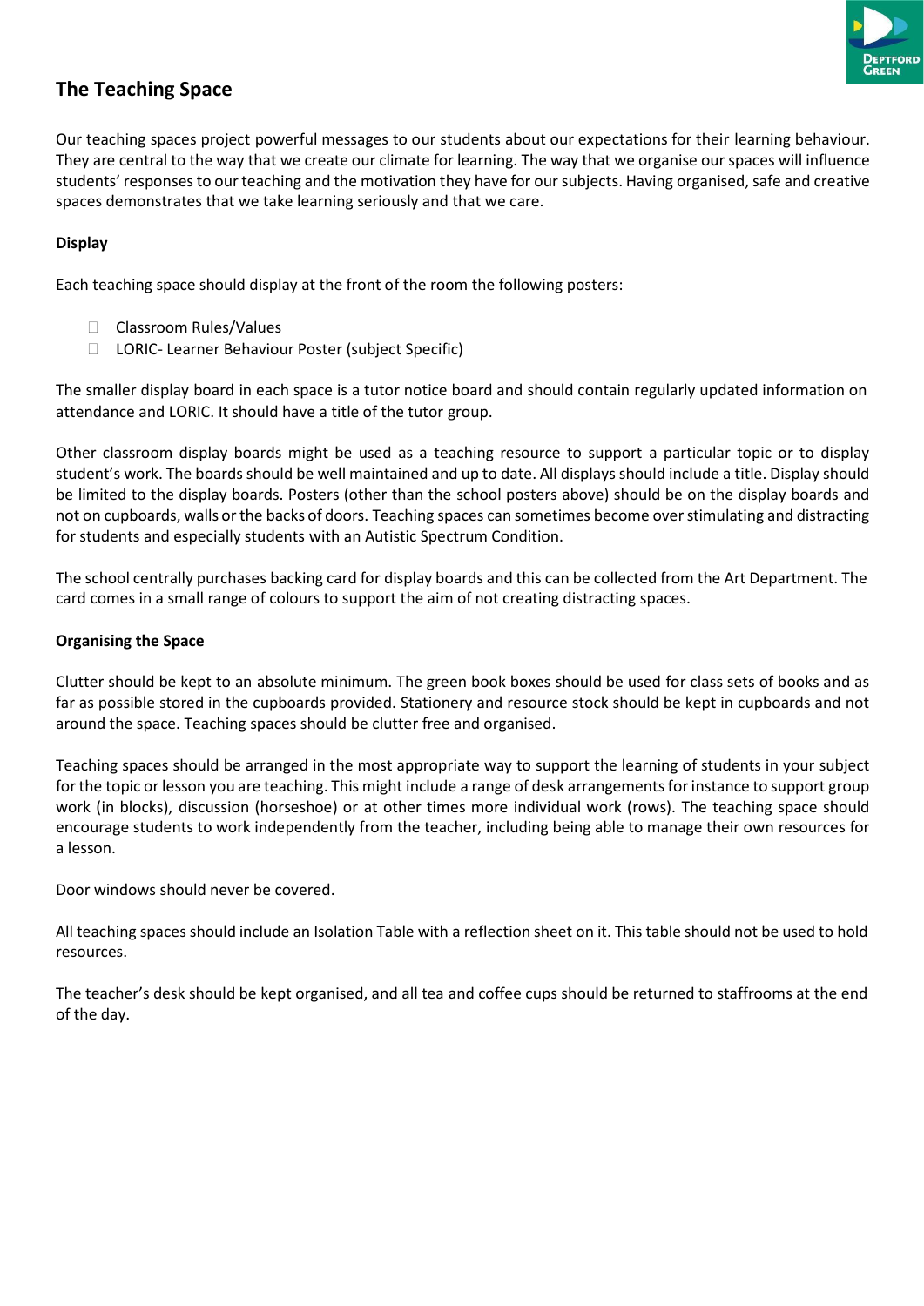## The Teaching Space

Our teaching spaces project powerful messages to our students about our expectations for their learning behaviour. They are central to the way that we create our climate for learning. The way that we organise our spaces will influence students' responses to our teaching and the motivation they have for our subjects. Having organised, safe and creative spaces demonstrates that we take learning seriously and that we care.

**Display**

Each teaching space should display at the front of the room the following posters:

- Classroom Rules/Values
- LORIC- Learner Behaviour Poster (subject Specific)

The smaller display board in each space is a tutor notice board and should contain regularly updated information on attendance and LORIC. It should have a title of the tutor group.

Other classroom display boards might be used as a teaching resource to support a particular topic or to display student's work. The boards should be well maintained and up to date. All displays should include a title. Display should be limited to the display boards. Posters (other than the school posters above) should be on the display boards and not on cupboards, walls or the backs of doors. Teaching spaces can sometimes become over stimulating and distracting for students and especially students with an Autistic Spectrum Condition.

The school centrally purchases backing card for display boards and this can be collected from the Art Department. The card comes in a small range of colours to support the aim of not creating distracting spaces.

**Organising the Space**

Clutter should be kept to an absolute minimum. The green book boxes should be used for class sets of books and as far as possible stored in the cupboards provided. Stationery and resource stock should be kept in cupboards and not around the space. Teaching spaces should be clutter free and organised.

Teaching spaces should be arranged in the most appropriate way to support the learning of students in your subject for the topic or lesson you are teaching. This might include a range of desk arrangements for instance to support group work (in blocks), discussion (horseshoe) or at other times more individual work (rows). The teaching space should encourage students to work independently from the teacher, including being able to manage their own resources for a lesson.

Door windows should never be covered.

All teaching spaces should include an Isolation Table with a reflection sheet on it. This table should not be used to hold resources.

The teacher's desk should be kept organised, and all tea and coffee cups should be returned to staffrooms at the end of the day.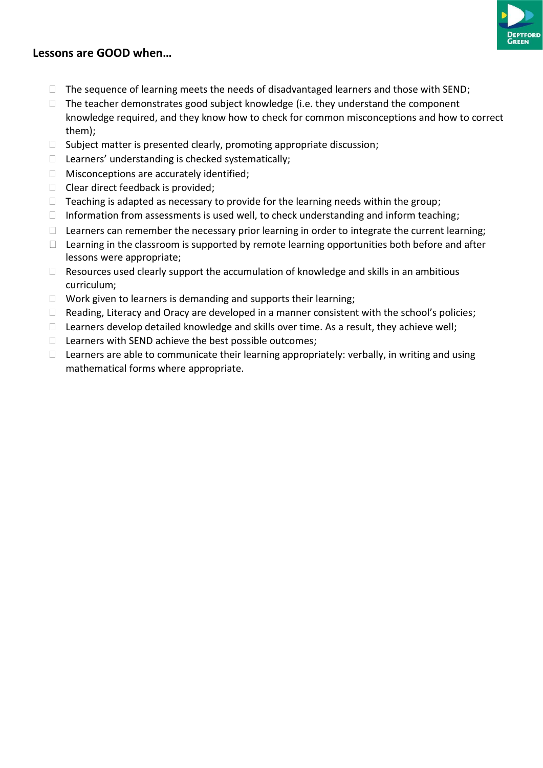## Lessons are GOOD when…

- The sequence of learning meets the needs of disadvantaged learners and those with SEND;
- The teacher demonstrates good subject knowledge (i.e. they understand the component knowledge required, and they know how to check for common misconceptions and how to correct them);
- Subject matter is presented clearly, promoting appropriate discussion;
- Learners' understanding is checked systematically;
- Misconceptions are accurately identified;
- Clear direct feedback is provided;
- Teaching is adapted as necessary to provide for the learning needs within the group;
- Information from assessments is used well, to check understanding and inform teaching;
- Learners can remember the necessary prior learning in order to integrate the current learning;
- Learning in the classroom is supported by remote learning opportunities both before and after lessons were appropriate;
- Resources used clearly support the accumulation of knowledge and skills in an ambitious curriculum;
- Work given to learners is demanding and supports their learning;
- Reading, Literacy and Oracy are developed in a manner consistent with the school's policies;
- Learners develop detailed knowledge and skills over time. As a result, they achieve well;
- Learners with SEND achieve the best possible outcomes;
- Learners are able to communicate their learning appropriately: verbally, in writing and using mathematical forms where appropriate.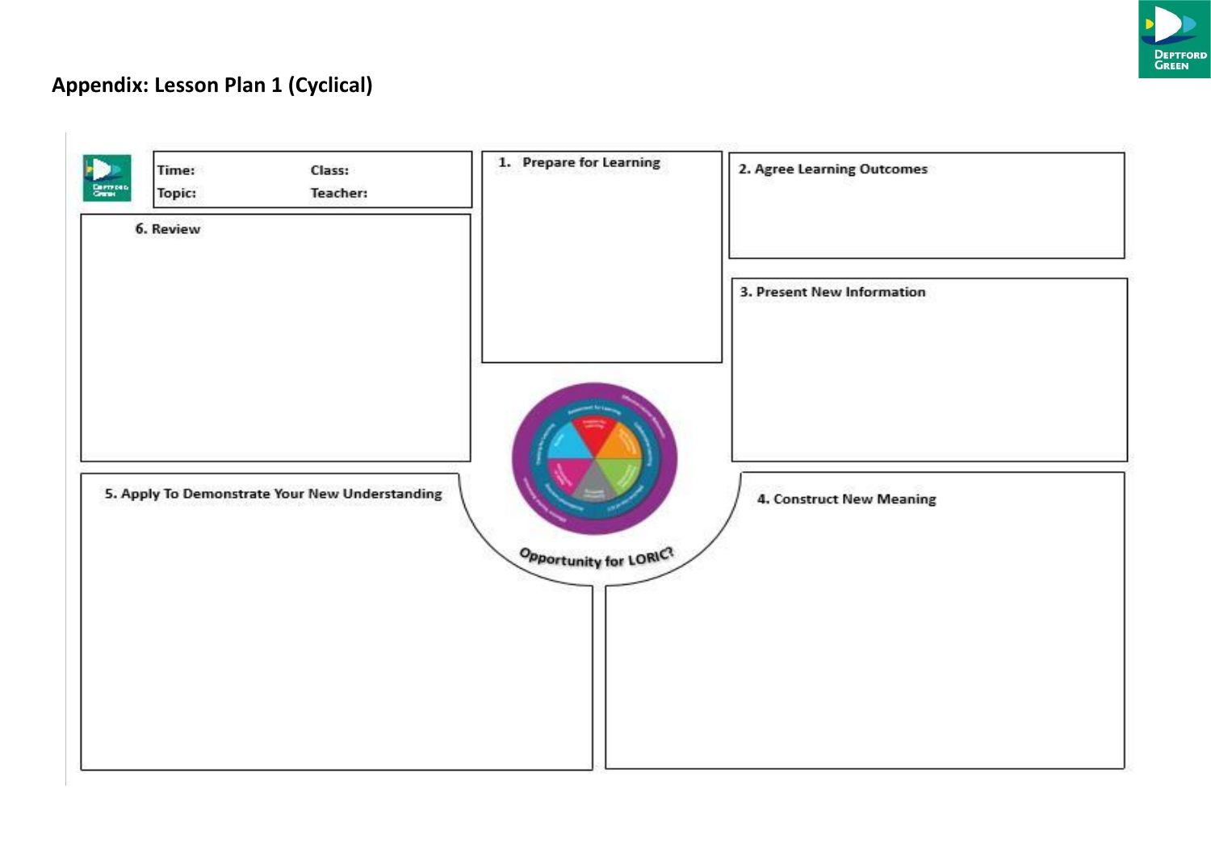## Appendix: Lesson Plan 1 (Cyclical)

| Time: | Class: |
|---|---|
| Topic: | Teacher: |

1. Prepare for Learning

2. Agree Learning Outcomes

3. Present New Information

4. Construct New Meaning

5. Apply To Demonstrate Your New Understanding

6. Review

Opportunity for LORIC?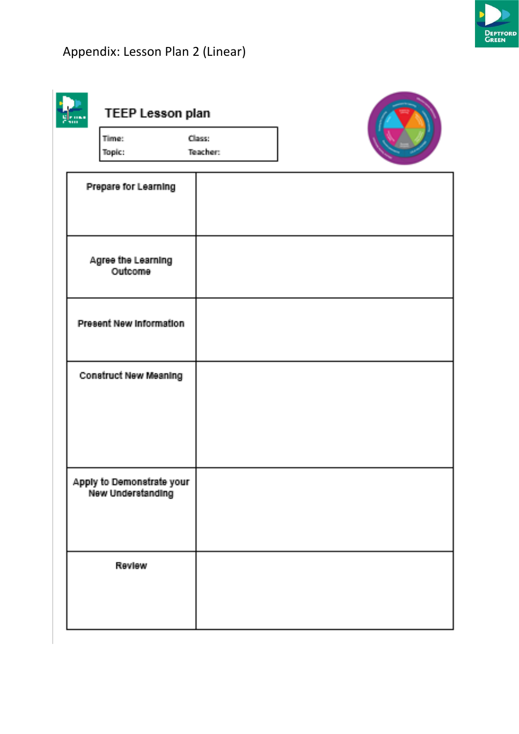Appendix: Lesson Plan 2 (Linear)

## TEEP Lesson plan

| Time: | Class: |
| --- | --- |
| Topic: | Teacher: |

| | |
| --- | --- |
| Prepare for Learning | |
| Agree the Learning Outcome | |
| Present New Information | |
| Construct New Meaning | |
| Apply to Demonstrate your New Understanding | |
| Review | |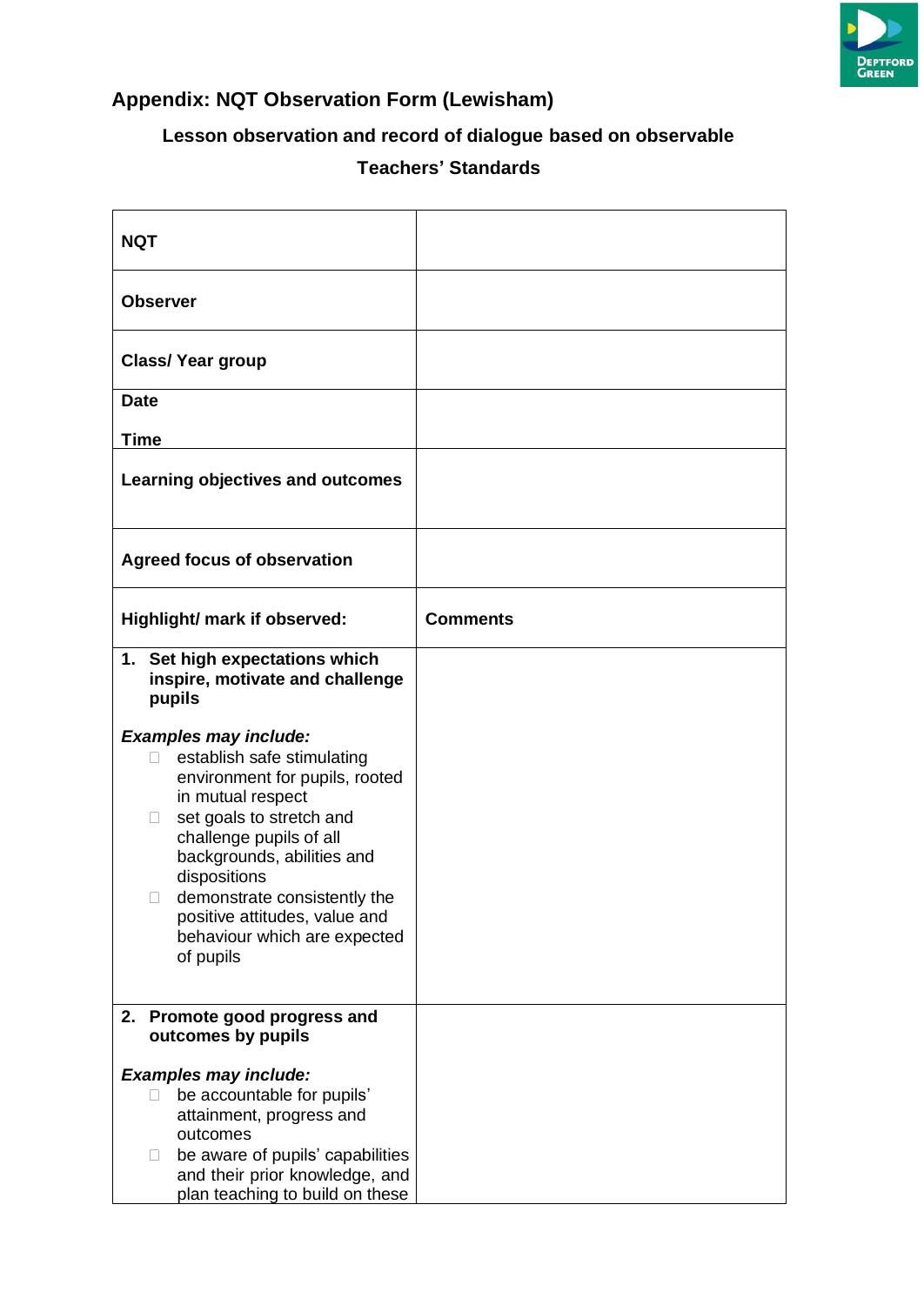## Appendix: NQT Observation Form (Lewisham)

### Lesson observation and record of dialogue based on observable Teachers' Standards

| | |
|---|---|
| **NQT** | |
| **Observer** | |
| **Class/ Year group** | |
| **Date**<br><br>**Time** | |
| **Learning objectives and outcomes** | |
| **Agreed focus of observation** | |
| **Highlight/ mark if observed:** | **Comments** |
| **1. Set high expectations which inspire, motivate and challenge pupils**<br><br>***Examples may include:***<br>☐ establish safe stimulating environment for pupils, rooted in mutual respect<br>☐ set goals to stretch and challenge pupils of all backgrounds, abilities and dispositions<br>☐ demonstrate consistently the positive attitudes, value and behaviour which are expected of pupils | |
| **2. Promote good progress and outcomes by pupils**<br><br>***Examples may include:***<br>☐ be accountable for pupils' attainment, progress and outcomes<br>☐ be aware of pupils' capabilities and their prior knowledge, and plan teaching to build on these | |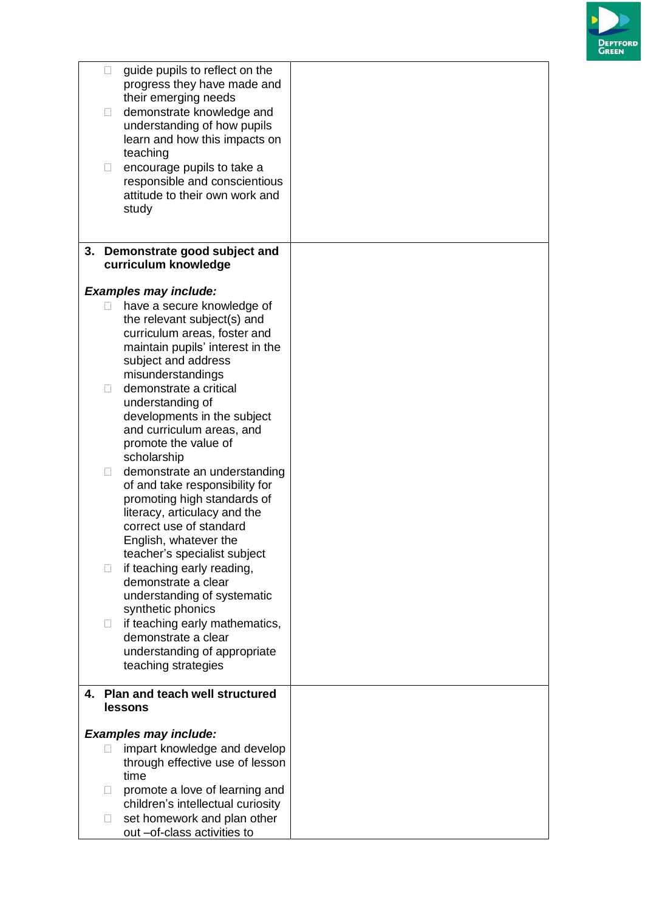| | |
|---|---|
| - guide pupils to reflect on the progress they have made and their emerging needs<br>- demonstrate knowledge and understanding of how pupils learn and how this impacts on teaching<br>- encourage pupils to take a responsible and conscientious attitude to their own work and study | |
| **3. Demonstrate good subject and curriculum knowledge**<br><br>***Examples may include:***<br>- have a secure knowledge of the relevant subject(s) and curriculum areas, foster and maintain pupils' interest in the subject and address misunderstandings<br>- demonstrate a critical understanding of developments in the subject and curriculum areas, and promote the value of scholarship<br>- demonstrate an understanding of and take responsibility for promoting high standards of literacy, articulacy and the correct use of standard English, whatever the teacher's specialist subject<br>- if teaching early reading, demonstrate a clear understanding of systematic synthetic phonics<br>- if teaching early mathematics, demonstrate a clear understanding of appropriate teaching strategies | |
| **4. Plan and teach well structured lessons**<br><br>***Examples may include:***<br>- impart knowledge and develop through effective use of lesson time<br>- promote a love of learning and children's intellectual curiosity<br>- set homework and plan other out –of-class activities to | |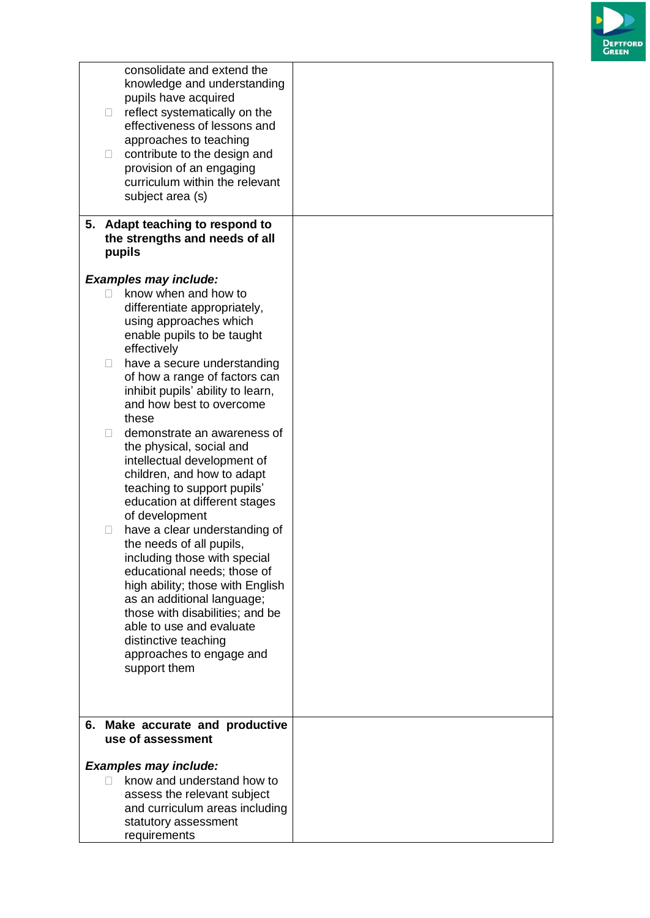| | |
|---|---|
| consolidate and extend the knowledge and understanding pupils have acquired<br>- reflect systematically on the effectiveness of lessons and approaches to teaching<br>- contribute to the design and provision of an engaging curriculum within the relevant subject area (s) | |
| **5. Adapt teaching to respond to the strengths and needs of all pupils**<br><br>***Examples may include:***<br>- know when and how to differentiate appropriately, using approaches which enable pupils to be taught effectively<br>- have a secure understanding of how a range of factors can inhibit pupils' ability to learn, and how best to overcome these<br>- demonstrate an awareness of the physical, social and intellectual development of children, and how to adapt teaching to support pupils' education at different stages of development<br>- have a clear understanding of the needs of all pupils, including those with special educational needs; those of high ability; those with English as an additional language; those with disabilities; and be able to use and evaluate distinctive teaching approaches to engage and support them | |
| **6. Make accurate and productive use of assessment**<br><br>***Examples may include:***<br>- know and understand how to assess the relevant subject and curriculum areas including statutory assessment requirements | |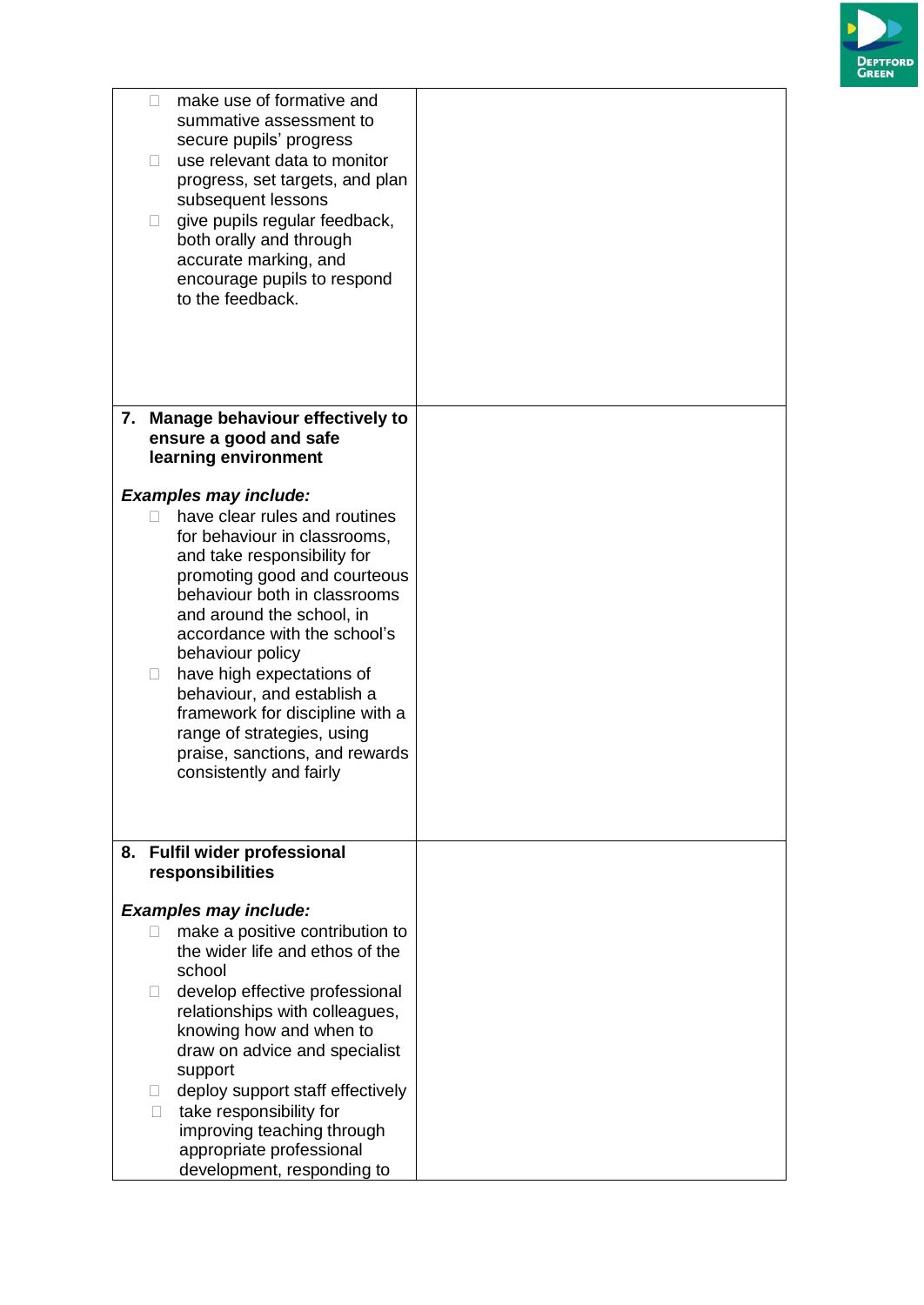| | |
|---|---|
| <ul><li>make use of formative and summative assessment to secure pupils' progress</li><li>use relevant data to monitor progress, set targets, and plan subsequent lessons</li><li>give pupils regular feedback, both orally and through accurate marking, and encourage pupils to respond to the feedback.</li></ul> | |
| **7. Manage behaviour effectively to ensure a good and safe learning environment**<br><br>***Examples may include:***<ul><li>have clear rules and routines for behaviour in classrooms, and take responsibility for promoting good and courteous behaviour both in classrooms and around the school, in accordance with the school's behaviour policy</li><li>have high expectations of behaviour, and establish a framework for discipline with a range of strategies, using praise, sanctions, and rewards consistently and fairly</li></ul> | |
| **8. Fulfil wider professional responsibilities**<br><br>***Examples may include:***<ul><li>make a positive contribution to the wider life and ethos of the school</li><li>develop effective professional relationships with colleagues, knowing how and when to draw on advice and specialist support</li><li>deploy support staff effectively</li><li>take responsibility for improving teaching through appropriate professional development, responding to</li></ul> | |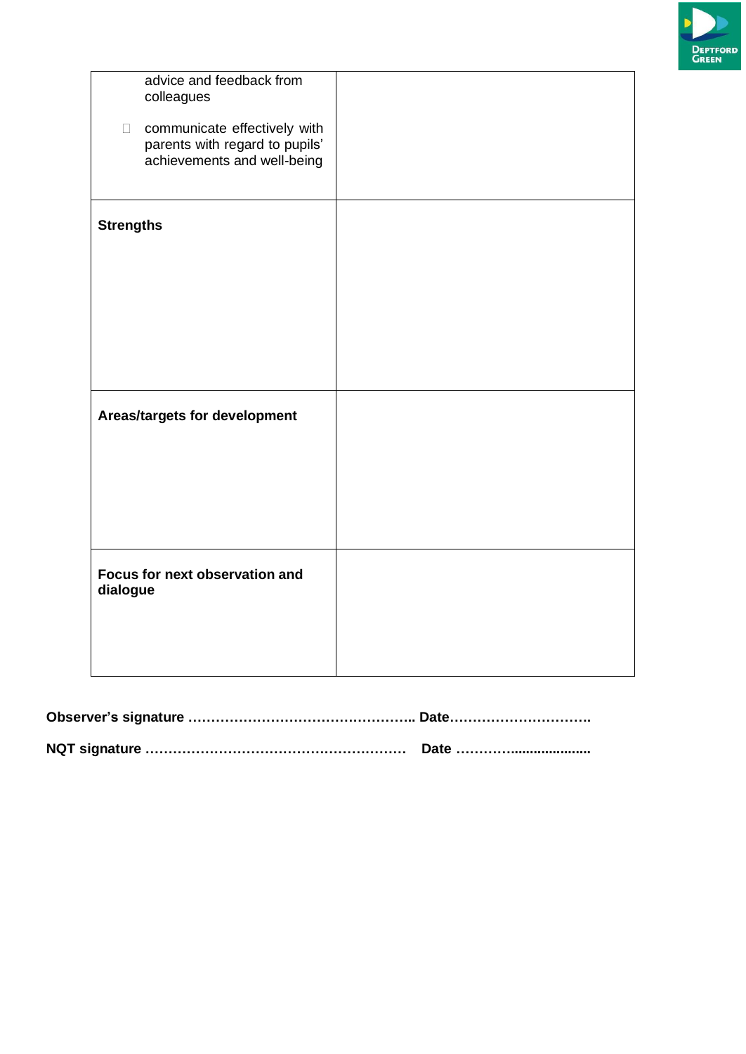| | |
|---|---|
| advice and feedback from colleagues<br><br>- communicate effectively with parents with regard to pupils' achievements and well-being | |
| **Strengths** | |
| **Areas/targets for development** | |
| **Focus for next observation and dialogue** | |

**Observer's signature ………………………………………….. Date………………………….**

**NQT signature ………………………………………………. Date ……………..................**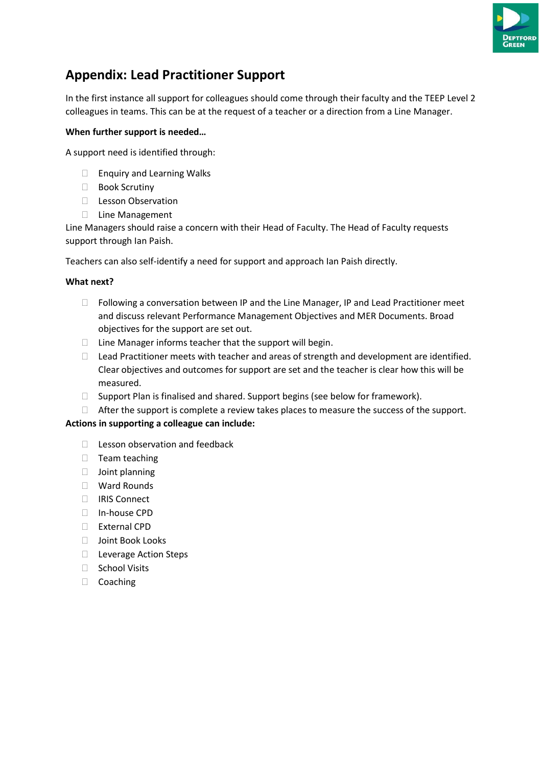## Appendix: Lead Practitioner Support

In the first instance all support for colleagues should come through their faculty and the TEEP Level 2 colleagues in teams. This can be at the request of a teacher or a direction from a Line Manager.

**When further support is needed…**

A support need is identified through:

- Enquiry and Learning Walks
- Book Scrutiny
- Lesson Observation
- Line Management

Line Managers should raise a concern with their Head of Faculty. The Head of Faculty requests support through Ian Paish.

Teachers can also self-identify a need for support and approach Ian Paish directly.

**What next?**

- Following a conversation between IP and the Line Manager, IP and Lead Practitioner meet and discuss relevant Performance Management Objectives and MER Documents. Broad objectives for the support are set out.
- Line Manager informs teacher that the support will begin.
- Lead Practitioner meets with teacher and areas of strength and development are identified. Clear objectives and outcomes for support are set and the teacher is clear how this will be measured.
- Support Plan is finalised and shared. Support begins (see below for framework).
- After the support is complete a review takes places to measure the success of the support.

**Actions in supporting a colleague can include:**

- Lesson observation and feedback
- Team teaching
- Joint planning
- Ward Rounds
- IRIS Connect
- In-house CPD
- External CPD
- Joint Book Looks
- Leverage Action Steps
- School Visits
- Coaching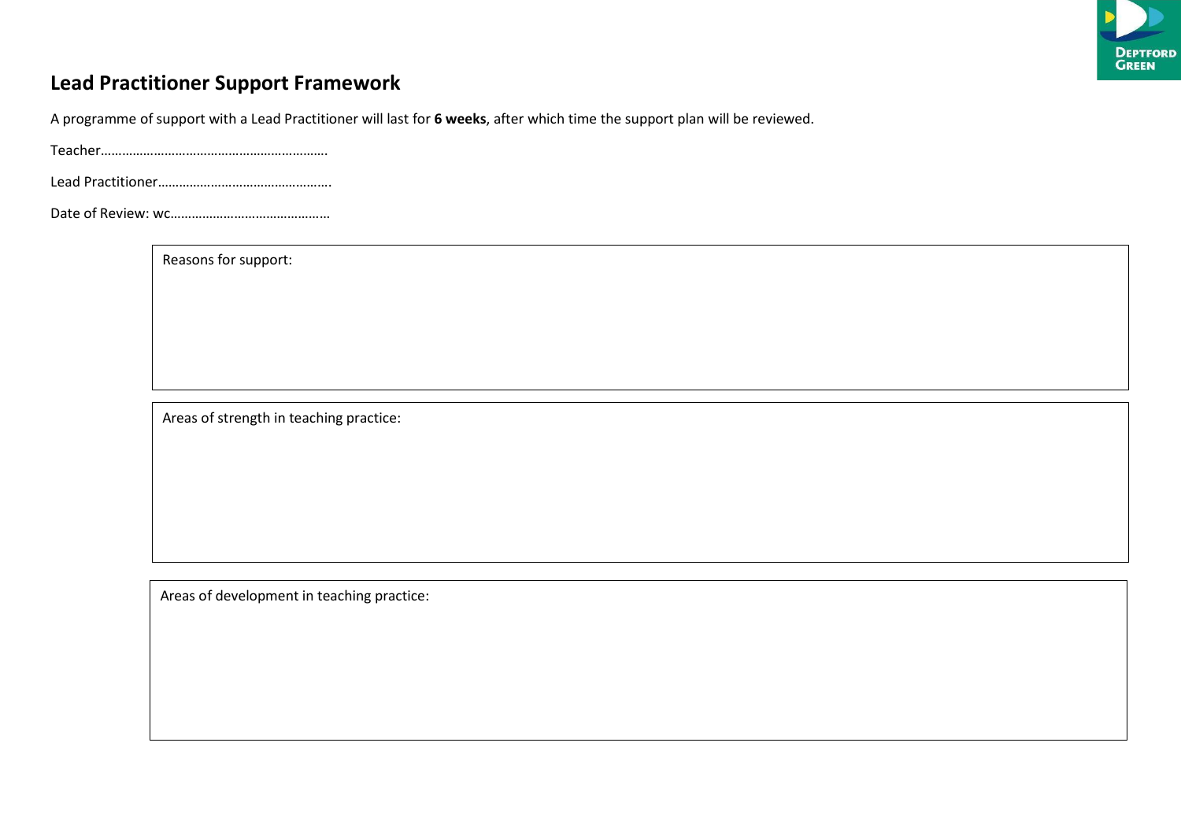## Lead Practitioner Support Framework

A programme of support with a Lead Practitioner will last for **6 weeks**, after which time the support plan will be reviewed.

Teacher……………………………………………………….

Lead Practitioner………………………………………….

Date of Review: wc……………………………………..

| Reasons for support: |
|---|
| |

| Areas of strength in teaching practice: |
|---|
| |

| Areas of development in teaching practice: |
|---|
| |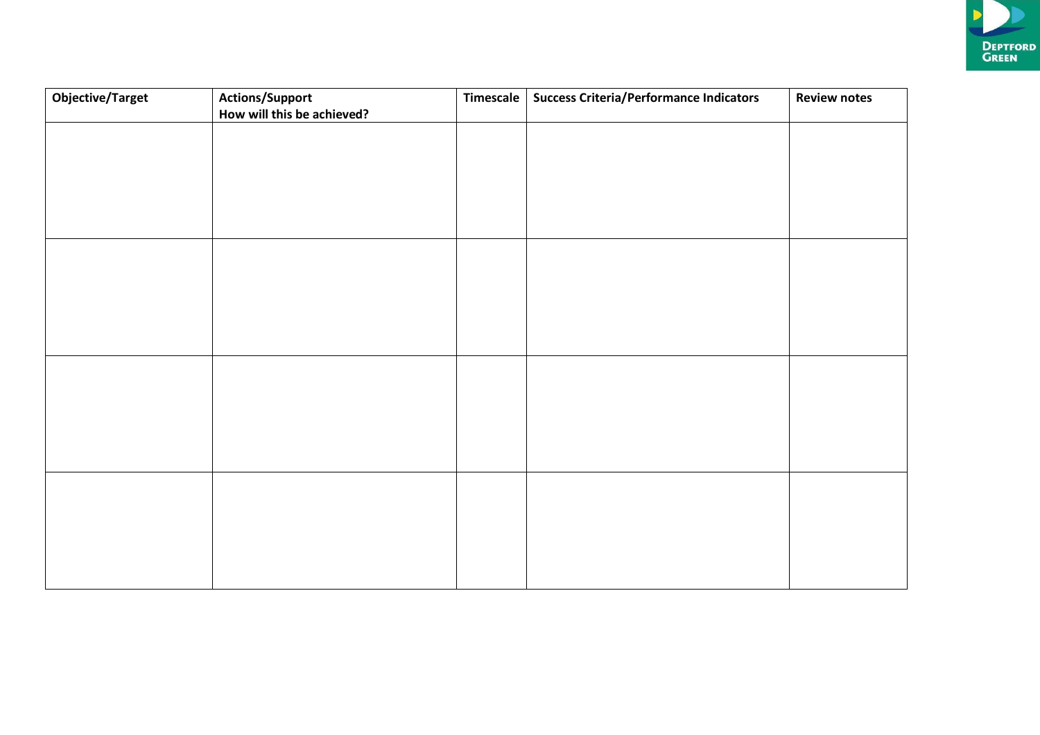| Objective/Target | Actions/Support<br>How will this be achieved? | Timescale | Success Criteria/Performance Indicators | Review notes |
|---|---|---|---|---|
| | | | | |
| | | | | |
| | | | | |
| | | | | |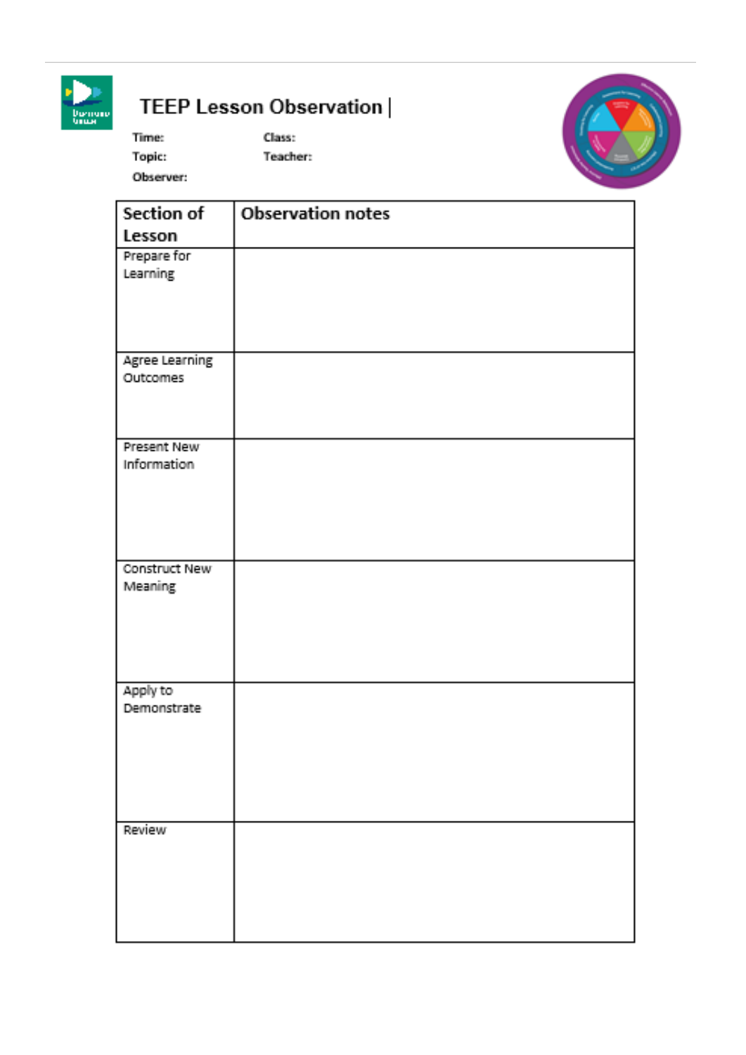# TEEP Lesson Observation |

**Time:** **Class:**

**Topic:** **Teacher:**

**Observer:**

| Section of Lesson | Observation notes |
|---|---|
| Prepare for Learning | |
| Agree Learning Outcomes | |
| Present New Information | |
| Construct New Meaning | |
| Apply to Demonstrate | |
| Review | |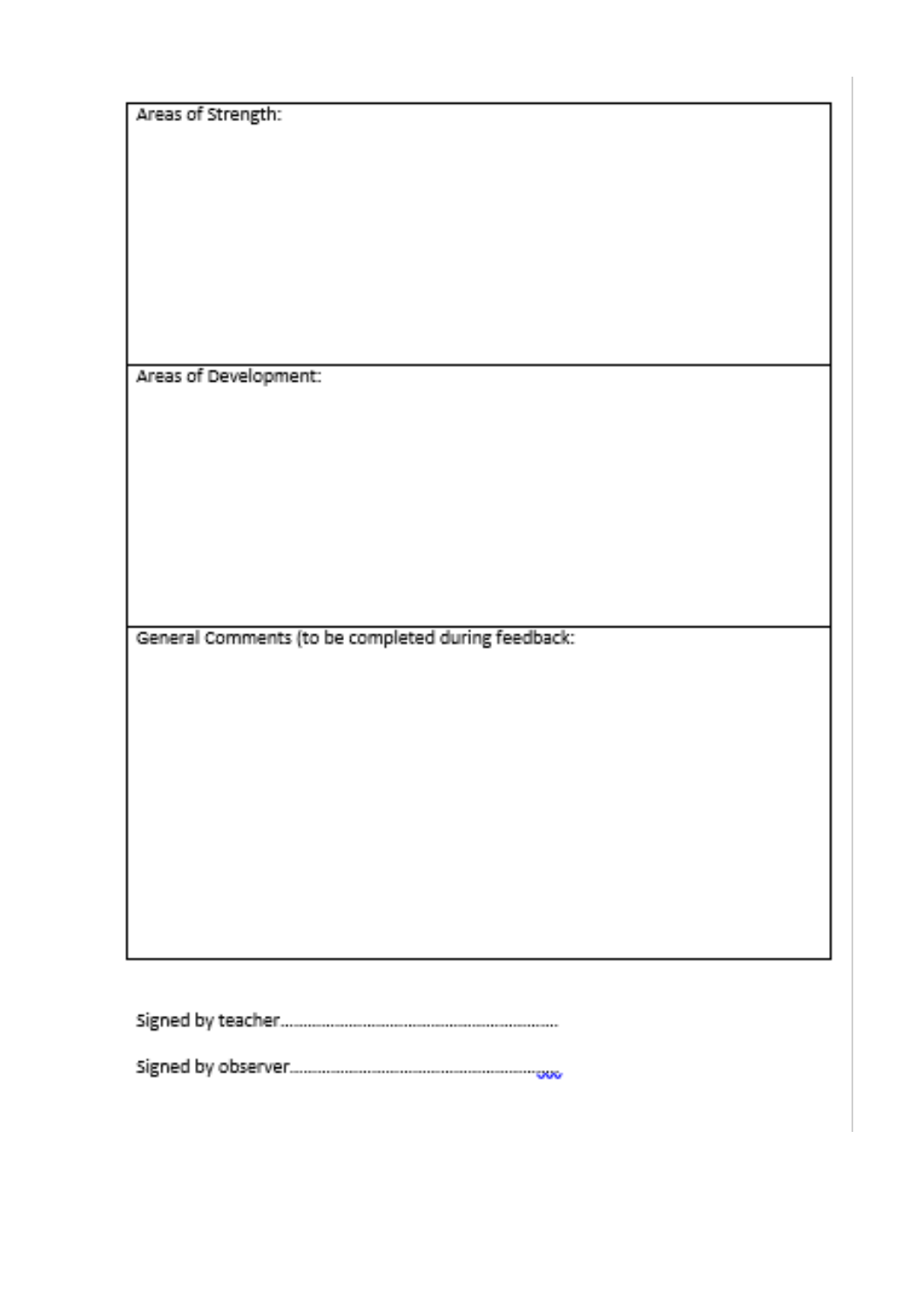| Areas of Strength: |
| --- |
| Areas of Development: |
| General Comments (to be completed during feedback: |

Signed by teacher………………………………………………………

Signed by observer……………………………………………………